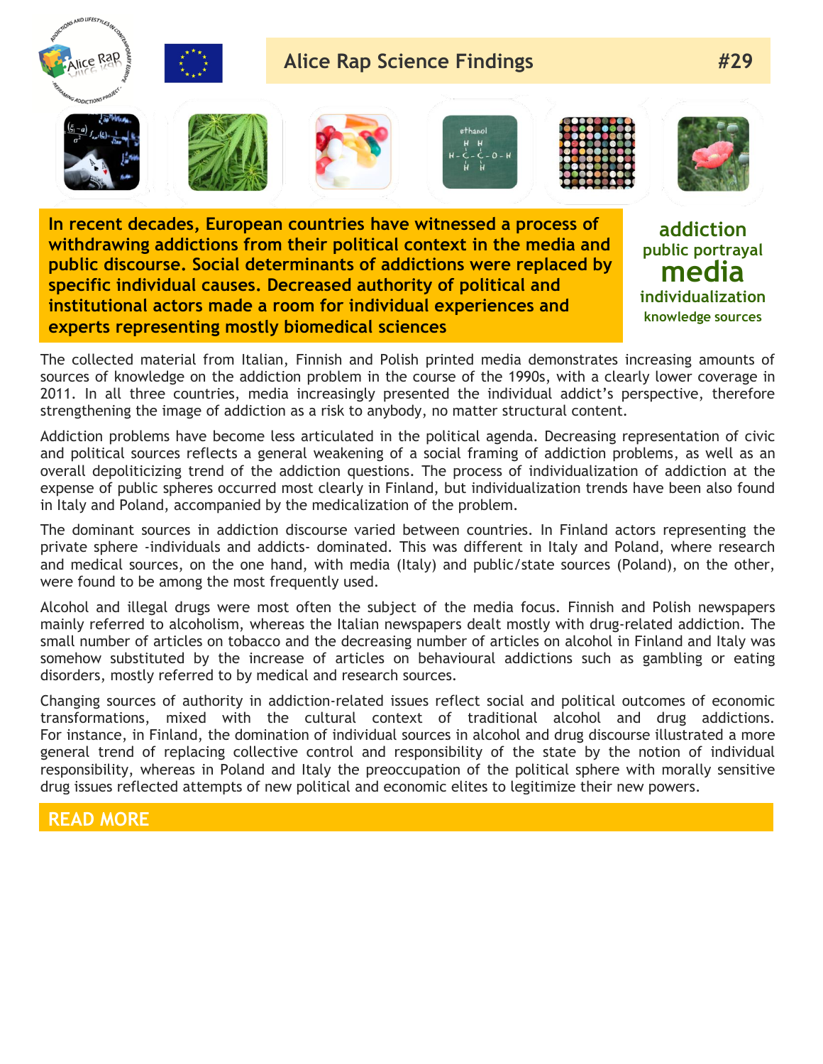# Alice Rap Science Findings #29

**In recent decades, European countries have witnessed a process of withdrawing addictions from their political context in the media and public discourse. Social determinants of addictions were replaced by specific individual causes. Decreased authority of political and institutional actors made a room for individual experiences and experts representing mostly biomedical sciences**

addiction
public portrayal
media
individualization
knowledge sources

The collected material from Italian, Finnish and Polish printed media demonstrates increasing amounts of sources of knowledge on the addiction problem in the course of the 1990s, with a clearly lower coverage in 2011. In all three countries, media increasingly presented the individual addict's perspective, therefore strengthening the image of addiction as a risk to anybody, no matter structural content.

Addiction problems have become less articulated in the political agenda. Decreasing representation of civic and political sources reflects a general weakening of a social framing of addiction problems, as well as an overall depoliticizing trend of the addiction questions. The process of individualization of addiction at the expense of public spheres occurred most clearly in Finland, but individualization trends have been also found in Italy and Poland, accompanied by the medicalization of the problem.

The dominant sources in addiction discourse varied between countries. In Finland actors representing the private sphere -individuals and addicts- dominated. This was different in Italy and Poland, where research and medical sources, on the one hand, with media (Italy) and public/state sources (Poland), on the other, were found to be among the most frequently used.

Alcohol and illegal drugs were most often the subject of the media focus. Finnish and Polish newspapers mainly referred to alcoholism, whereas the Italian newspapers dealt mostly with drug-related addiction. The small number of articles on tobacco and the decreasing number of articles on alcohol in Finland and Italy was somehow substituted by the increase of articles on behavioural addictions such as gambling or eating disorders, mostly referred to by medical and research sources.

Changing sources of authority in addiction-related issues reflect social and political outcomes of economic transformations, mixed with the cultural context of traditional alcohol and drug addictions. For instance, in Finland, the domination of individual sources in alcohol and drug discourse illustrated a more general trend of replacing collective control and responsibility of the state by the notion of individual responsibility, whereas in Poland and Italy the preoccupation of the political sphere with morally sensitive drug issues reflected attempts of new political and economic elites to legitimize their new powers.

## READ MORE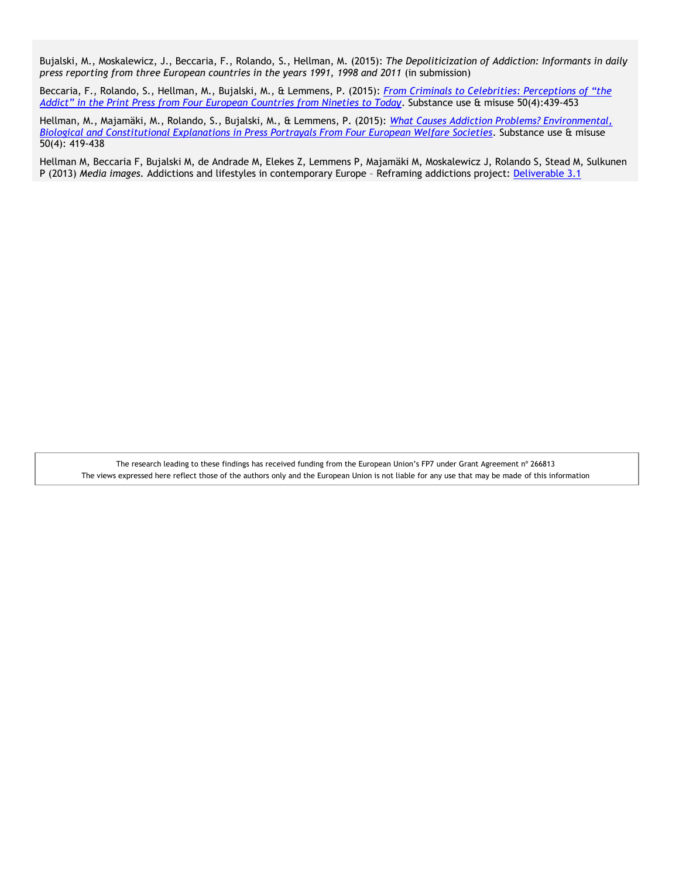Bujalski, M., Moskalewicz, J., Beccaria, F., Rolando, S., Hellman, M. (2015): *The Depoliticization of Addiction: Informants in daily press reporting from three European countries in the years 1991, 1998 and 2011* (in submission)

Beccaria, F., Rolando, S., Hellman, M., Bujalski, M., & Lemmens, P. (2015): *From Criminals to Celebrities: Perceptions of "the Addict" in the Print Press from Four European Countries from Nineties to Today*. Substance use & misuse 50(4):439-453

Hellman, M., Majamäki, M., Rolando, S., Bujalski, M., & Lemmens, P. (2015): *What Causes Addiction Problems? Environmental, Biological and Constitutional Explanations in Press Portrayals From Four European Welfare Societies*. Substance use & misuse 50(4): 419-438

Hellman M, Beccaria F, Bujalski M, de Andrade M, Elekes Z, Lemmens P, Majamäki M, Moskalewicz J, Rolando S, Stead M, Sulkunen P (2013) *Media images*. Addictions and lifestyles in contemporary Europe – Reframing addictions project: Deliverable 3.1

The research leading to these findings has received funding from the European Union's FP7 under Grant Agreement nº 266813
The views expressed here reflect those of the authors only and the European Union is not liable for any use that may be made of this information